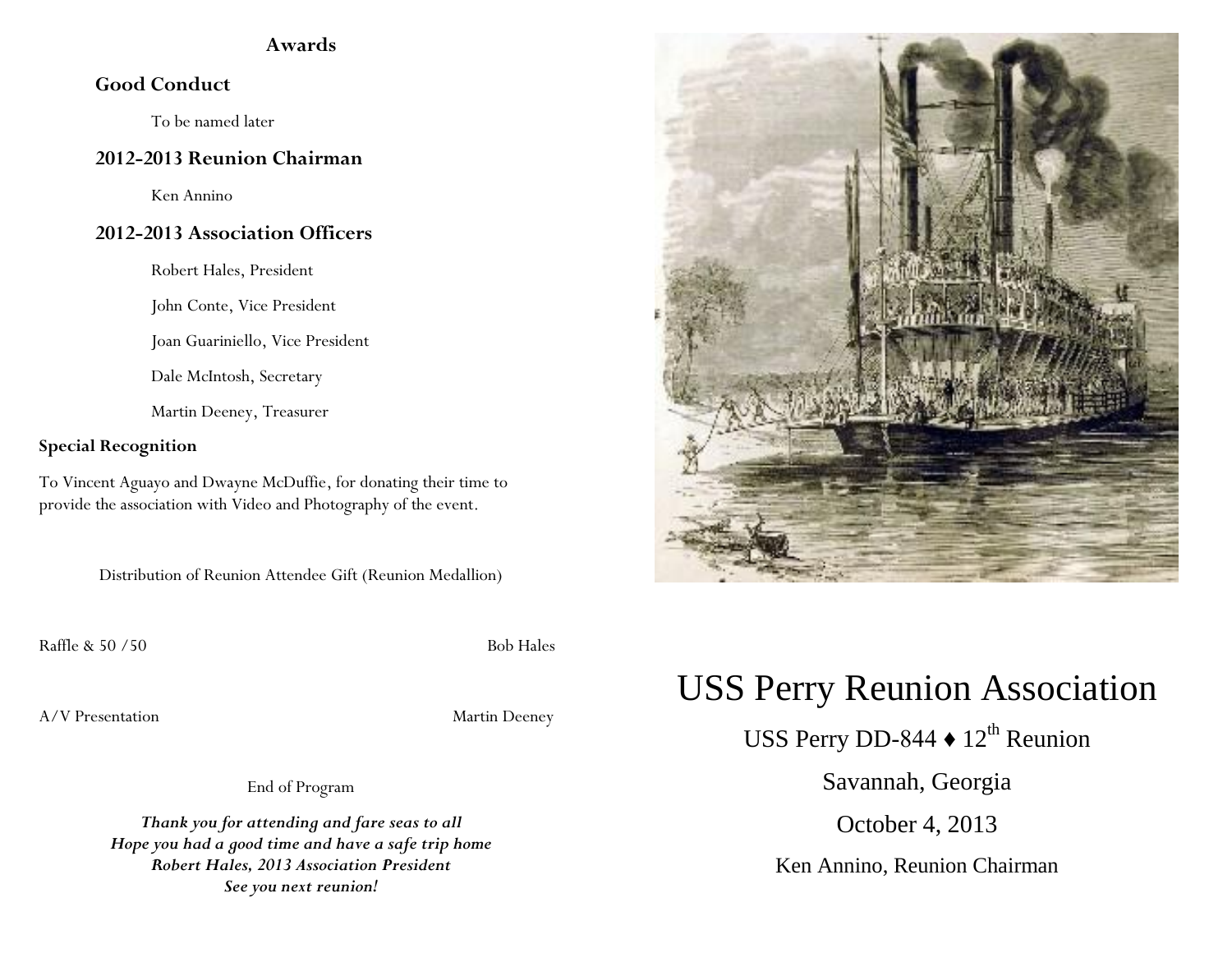## Awards

### Good Conduct

To be named later

### 2012-2013 Reunion Chairman

Ken Annino

### 2012-2013 Association Officers

Robert Hales, President

John Conte, Vice President

Joan Guariniello, Vice President

Dale McIntosh, Secretary

Martin Deeney, Treasurer

**Special Recognition**

To Vincent Aguayo and Dwayne McDuffie, for donating their time to provide the association with Video and Photography of the event.

Distribution of Reunion Attendee Gift (Reunion Medallion)

Raffle & 50 /50 — Bob Hales

A/V Presentation — Martin Deeney

End of Program

***Thank you for attending and fare seas to all***
***Hope you had a good time and have a safe trip home***
***Robert Hales, 2013 Association President***
***See you next reunion!***

# USS Perry Reunion Association

USS Perry DD-844 ♦ 12th Reunion

Savannah, Georgia

October 4, 2013

Ken Annino, Reunion Chairman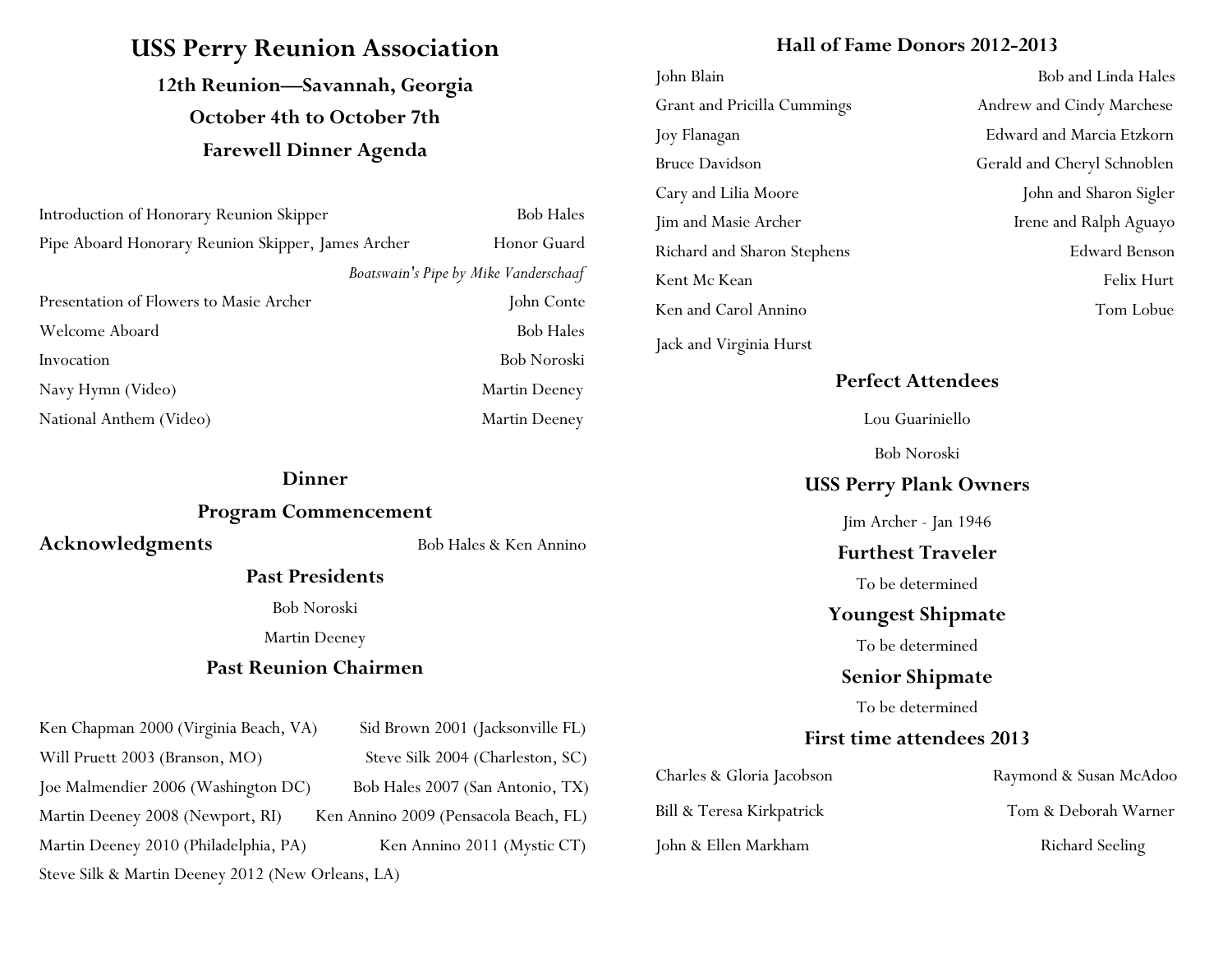# USS Perry Reunion Association

## 12th Reunion—Savannah, Georgia

## October 4th to October 7th

## Farewell Dinner Agenda

| | |
|---|---|
| Introduction of Honorary Reunion Skipper | Bob Hales |
| Pipe Aboard Honorary Reunion Skipper, James Archer | Honor Guard |
| | *Boatswain's Pipe by Mike Vanderschaaf* |
| Presentation of Flowers to Masie Archer | John Conte |
| Welcome Aboard | Bob Hales |
| Invocation | Bob Noroski |
| Navy Hymn (Video) | Martin Deeney |
| National Anthem (Video) | Martin Deeney |

### Dinner

### Program Commencement

**Acknowledgments** — Bob Hales & Ken Annino

### Past Presidents

Bob Noroski

Martin Deeney

### Past Reunion Chairmen

| | |
|---|---|
| Ken Chapman 2000 (Virginia Beach, VA) | Sid Brown 2001 (Jacksonville FL) |
| Will Pruett 2003 (Branson, MO) | Steve Silk 2004 (Charleston, SC) |
| Joe Malmendier 2006 (Washington DC) | Bob Hales 2007 (San Antonio, TX) |
| Martin Deeney 2008 (Newport, RI) | Ken Annino 2009 (Pensacola Beach, FL) |
| Martin Deeney 2010 (Philadelphia, PA) | Ken Annino 2011 (Mystic CT) |
| Steve Silk & Martin Deeney 2012 (New Orleans, LA) | |

### Hall of Fame Donors 2012-2013

| | |
|---|---|
| John Blain | Bob and Linda Hales |
| Grant and Pricilla Cummings | Andrew and Cindy Marchese |
| Joy Flanagan | Edward and Marcia Etzkorn |
| Bruce Davidson | Gerald and Cheryl Schnoblen |
| Cary and Lilia Moore | John and Sharon Sigler |
| Jim and Masie Archer | Irene and Ralph Aguayo |
| Richard and Sharon Stephens | Edward Benson |
| Kent Mc Kean | Felix Hurt |
| Ken and Carol Annino | Tom Lobue |
| Jack and Virginia Hurst | |

### Perfect Attendees

Lou Guariniello

Bob Noroski

### USS Perry Plank Owners

Jim Archer - Jan 1946

### Furthest Traveler

To be determined

### Youngest Shipmate

To be determined

### Senior Shipmate

To be determined

### First time attendees 2013

| | |
|---|---|
| Charles & Gloria Jacobson | Raymond & Susan McAdoo |
| Bill & Teresa Kirkpatrick | Tom & Deborah Warner |
| John & Ellen Markham | Richard Seeling |